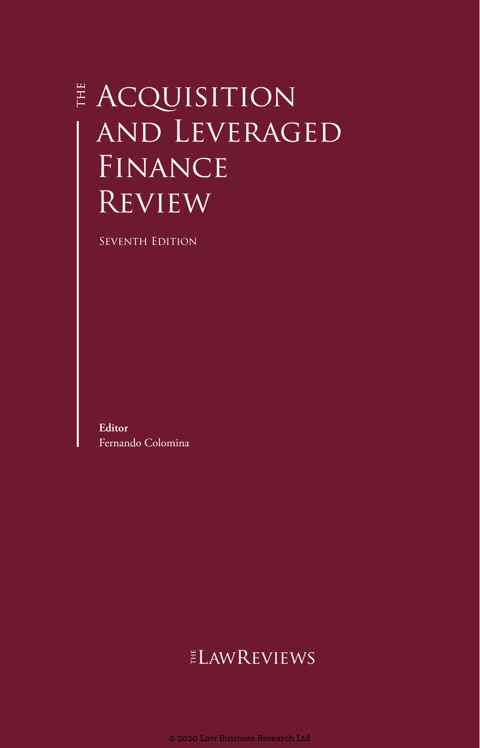# The Acquisition and Leveraged Finance Review

Seventh Edition

**Editor**
Fernando Colomina

The LawReviews

© 2020 Law Business Research Ltd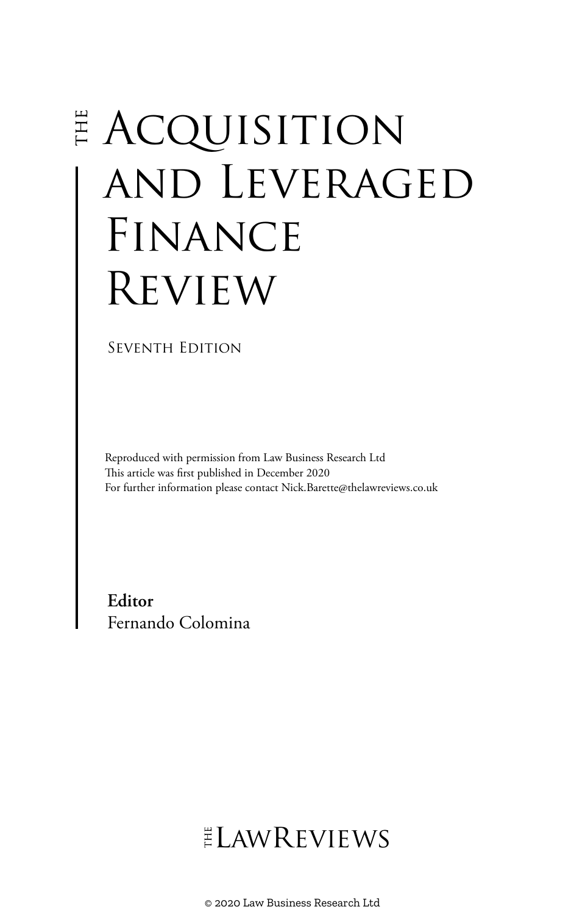# The Acquisition and Leveraged Finance Review

Seventh Edition

Reproduced with permission from Law Business Research Ltd
This article was first published in December 2020
For further information please contact Nick.Barette@thelawreviews.co.uk

**Editor**
Fernando Colomina

The LawReviews

© 2020 Law Business Research Ltd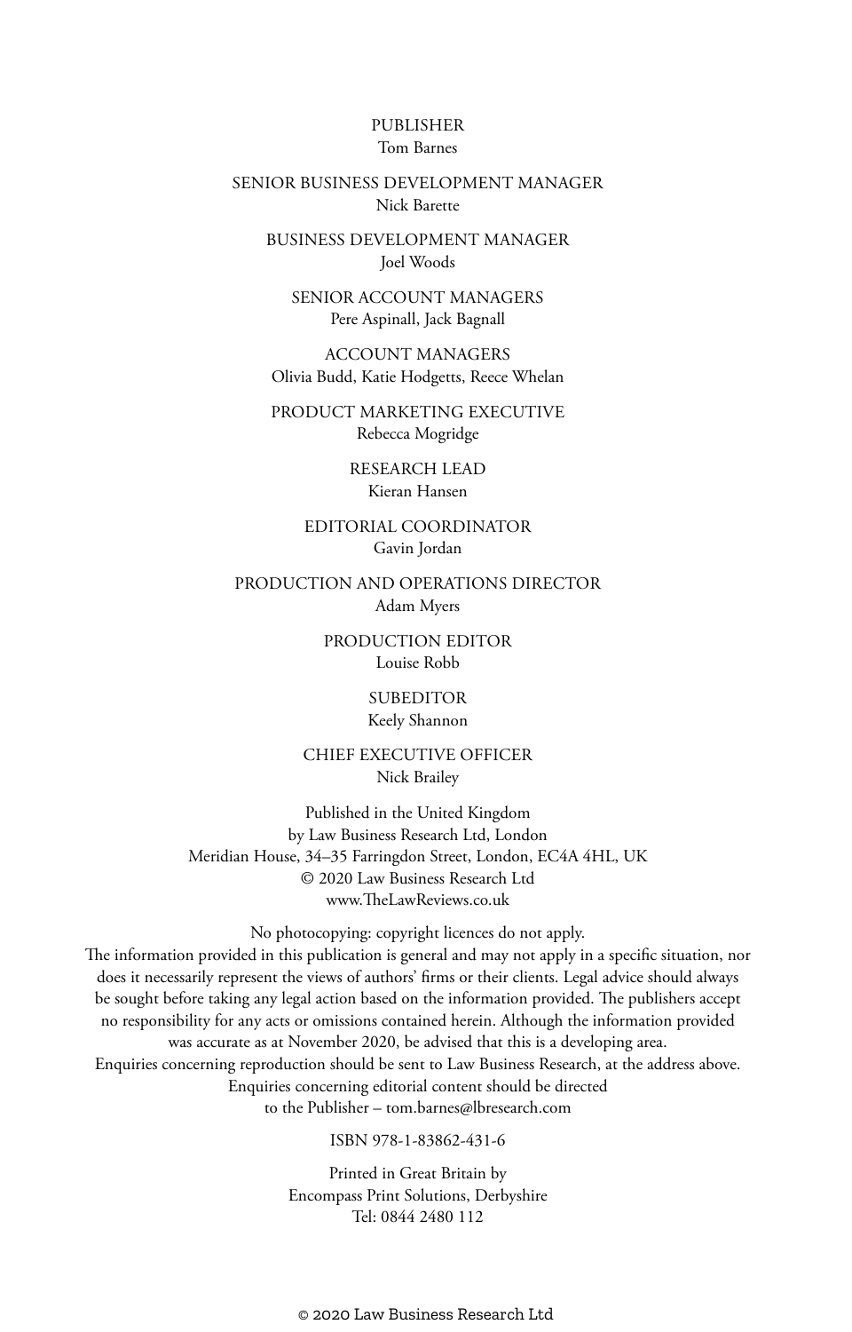PUBLISHER
Tom Barnes

SENIOR BUSINESS DEVELOPMENT MANAGER
Nick Barette

BUSINESS DEVELOPMENT MANAGER
Joel Woods

SENIOR ACCOUNT MANAGERS
Pere Aspinall, Jack Bagnall

ACCOUNT MANAGERS
Olivia Budd, Katie Hodgetts, Reece Whelan

PRODUCT MARKETING EXECUTIVE
Rebecca Mogridge

RESEARCH LEAD
Kieran Hansen

EDITORIAL COORDINATOR
Gavin Jordan

PRODUCTION AND OPERATIONS DIRECTOR
Adam Myers

PRODUCTION EDITOR
Louise Robb

SUBEDITOR
Keely Shannon

CHIEF EXECUTIVE OFFICER
Nick Brailey

Published in the United Kingdom
by Law Business Research Ltd, London
Meridian House, 34–35 Farringdon Street, London, EC4A 4HL, UK
© 2020 Law Business Research Ltd
www.TheLawReviews.co.uk

No photocopying: copyright licences do not apply.
The information provided in this publication is general and may not apply in a specific situation, nor does it necessarily represent the views of authors' firms or their clients. Legal advice should always be sought before taking any legal action based on the information provided. The publishers accept no responsibility for any acts or omissions contained herein. Although the information provided was accurate as at November 2020, be advised that this is a developing area.
Enquiries concerning reproduction should be sent to Law Business Research, at the address above.
Enquiries concerning editorial content should be directed to the Publisher – tom.barnes@lbresearch.com

ISBN 978-1-83862-431-6

Printed in Great Britain by
Encompass Print Solutions, Derbyshire
Tel: 0844 2480 112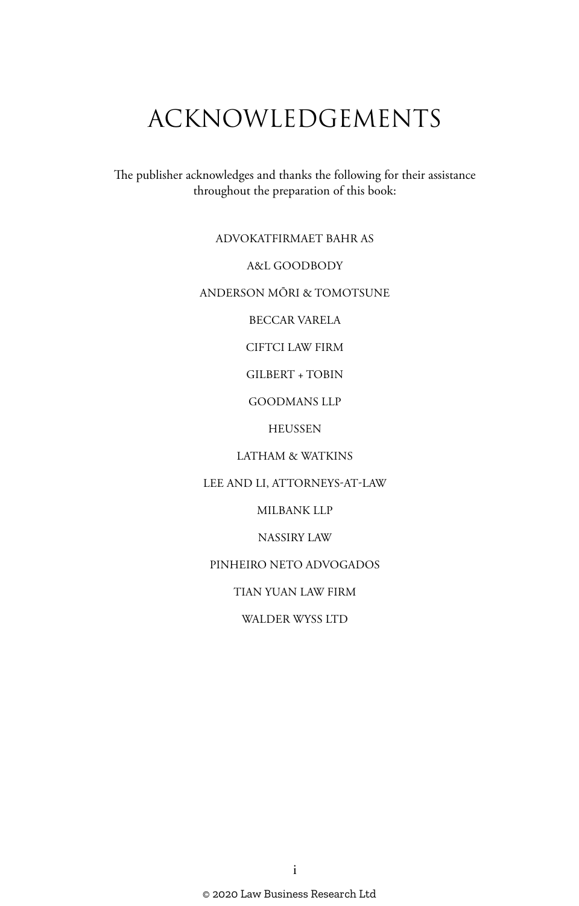# ACKNOWLEDGEMENTS

The publisher acknowledges and thanks the following for their assistance throughout the preparation of this book:

ADVOKATFIRMAET BAHR AS

A&L GOODBODY

ANDERSON MŌRI & TOMOTSUNE

BECCAR VARELA

CIFTCI LAW FIRM

GILBERT + TOBIN

GOODMANS LLP

HEUSSEN

LATHAM & WATKINS

LEE AND LI, ATTORNEYS-AT-LAW

MILBANK LLP

NASSIRY LAW

PINHEIRO NETO ADVOGADOS

TIAN YUAN LAW FIRM

WALDER WYSS LTD

© 2020 Law Business Research Ltd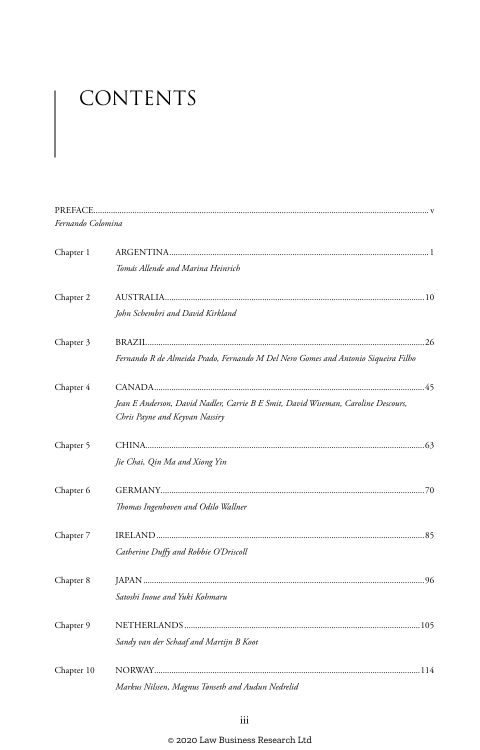# CONTENTS

PREFACE........................................................................................................................................................... v
*Fernando Colomina*

Chapter 1 ARGENTINA........................................................................................................................ 1
*Tomás Allende and Marina Heinrich*

Chapter 2 AUSTRALIA....................................................................................................................... 10
*John Schembri and David Kirkland*

Chapter 3 BRAZIL.............................................................................................................................. 26
*Fernando R de Almeida Prado, Fernando M Del Nero Gomes and Antonio Siqueira Filho*

Chapter 4 CANADA............................................................................................................................ 45
*Jean E Anderson, David Nadler, Carrie B E Smit, David Wiseman, Caroline Descours, Chris Payne and Keyvan Nassiry*

Chapter 5 CHINA................................................................................................................................ 63
*Jie Chai, Qin Ma and Xiong Yin*

Chapter 6 GERMANY......................................................................................................................... 70
*Thomas Ingenhoven and Odilo Wallner*

Chapter 7 IRELAND........................................................................................................................... 85
*Catherine Duffy and Robbie O'Driscoll*

Chapter 8 JAPAN................................................................................................................................. 96
*Satoshi Inoue and Yuki Kohmaru*

Chapter 9 NETHERLANDS............................................................................................................. 105
*Sandy van der Schaaf and Martijn B Koot*

Chapter 10 NORWAY......................................................................................................................... 114
*Markus Nilssen, Magnus Tønseth and Audun Nedrelid*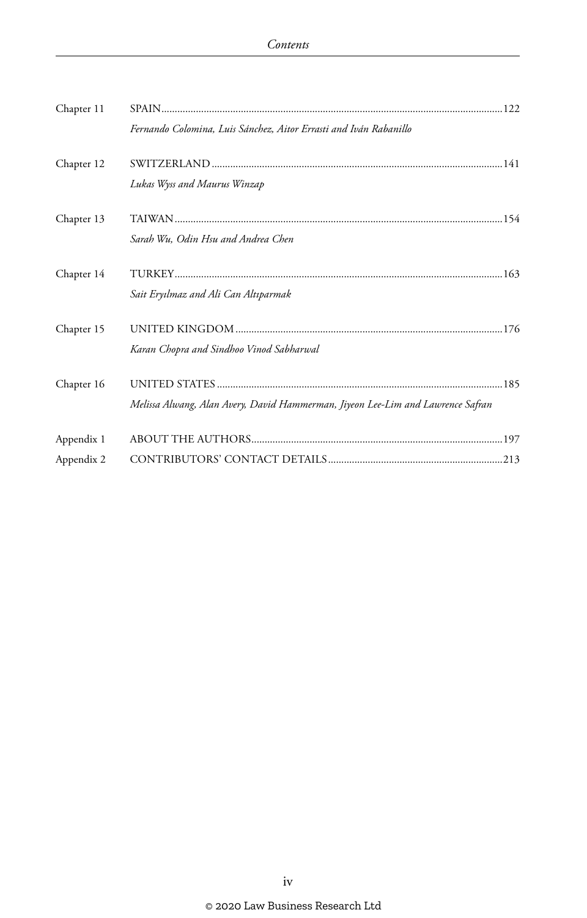Chapter 11 SPAIN ........................................................................................................................122

*Fernando Colomina, Luis Sánchez, Aitor Errasti and Iván Rabanillo*

Chapter 12 SWITZERLAND ...........................................................................................................141

*Lukas Wyss and Maurus Winzap*

Chapter 13 TAIWAN ........................................................................................................................154

*Sarah Wu, Odin Hsu and Andrea Chen*

Chapter 14 TURKEY .........................................................................................................................163

*Sait Eryılmaz and Ali Can Altıparmak*

Chapter 15 UNITED KINGDOM ......................................................................................................176

*Karan Chopra and Sindhoo Vinod Sabharwal*

Chapter 16 UNITED STATES ...........................................................................................................185

*Melissa Alwang, Alan Avery, David Hammerman, Jiyeon Lee-Lim and Lawrence Safran*

Appendix 1 ABOUT THE AUTHORS................................................................................................197

Appendix 2 CONTRIBUTORS' CONTACT DETAILS .......................................................................213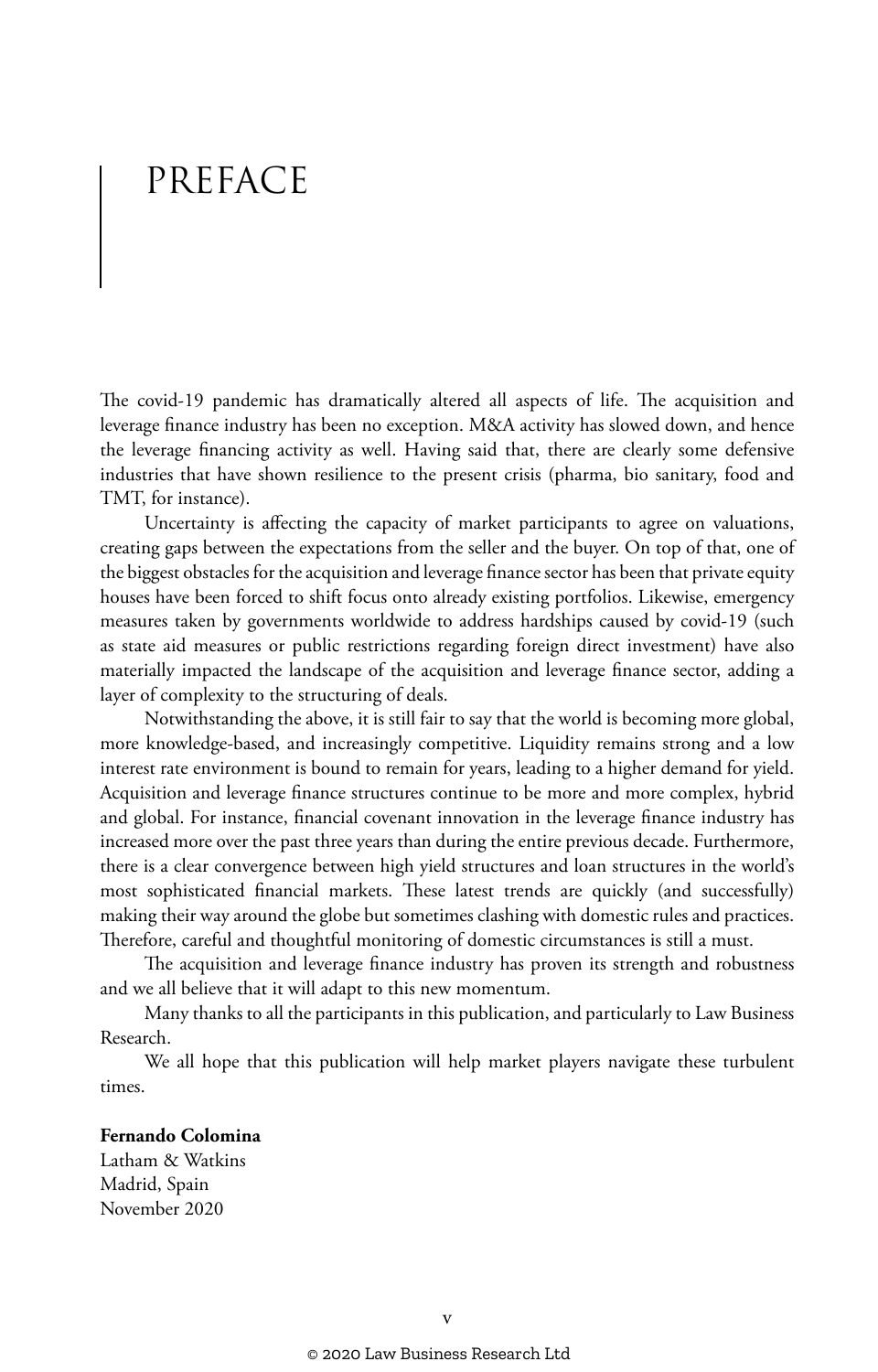# PREFACE

The covid-19 pandemic has dramatically altered all aspects of life. The acquisition and leverage finance industry has been no exception. M&A activity has slowed down, and hence the leverage financing activity as well. Having said that, there are clearly some defensive industries that have shown resilience to the present crisis (pharma, bio sanitary, food and TMT, for instance).

Uncertainty is affecting the capacity of market participants to agree on valuations, creating gaps between the expectations from the seller and the buyer. On top of that, one of the biggest obstacles for the acquisition and leverage finance sector has been that private equity houses have been forced to shift focus onto already existing portfolios. Likewise, emergency measures taken by governments worldwide to address hardships caused by covid-19 (such as state aid measures or public restrictions regarding foreign direct investment) have also materially impacted the landscape of the acquisition and leverage finance sector, adding a layer of complexity to the structuring of deals.

Notwithstanding the above, it is still fair to say that the world is becoming more global, more knowledge-based, and increasingly competitive. Liquidity remains strong and a low interest rate environment is bound to remain for years, leading to a higher demand for yield. Acquisition and leverage finance structures continue to be more and more complex, hybrid and global. For instance, financial covenant innovation in the leverage finance industry has increased more over the past three years than during the entire previous decade. Furthermore, there is a clear convergence between high yield structures and loan structures in the world's most sophisticated financial markets. These latest trends are quickly (and successfully) making their way around the globe but sometimes clashing with domestic rules and practices. Therefore, careful and thoughtful monitoring of domestic circumstances is still a must.

The acquisition and leverage finance industry has proven its strength and robustness and we all believe that it will adapt to this new momentum.

Many thanks to all the participants in this publication, and particularly to Law Business Research.

We all hope that this publication will help market players navigate these turbulent times.

**Fernando Colomina**
Latham & Watkins
Madrid, Spain
November 2020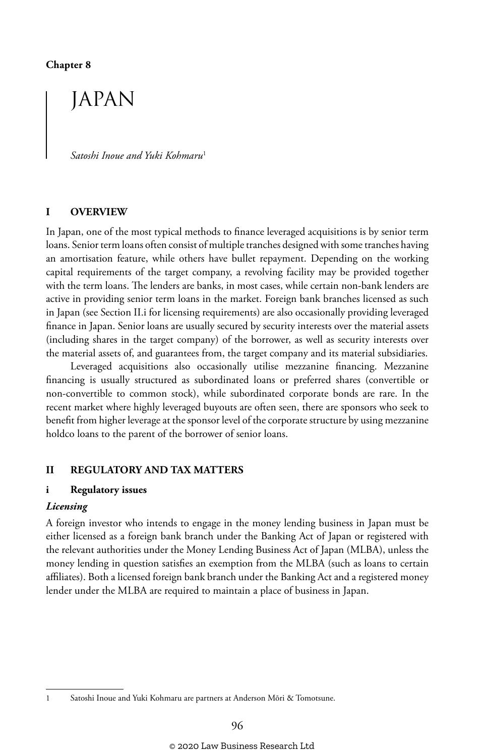Chapter 8

# JAPAN

*Satoshi Inoue and Yuki Kohmaru*[1]

## I OVERVIEW

In Japan, one of the most typical methods to finance leveraged acquisitions is by senior term loans. Senior term loans often consist of multiple tranches designed with some tranches having an amortisation feature, while others have bullet repayment. Depending on the working capital requirements of the target company, a revolving facility may be provided together with the term loans. The lenders are banks, in most cases, while certain non-bank lenders are active in providing senior term loans in the market. Foreign bank branches licensed as such in Japan (see Section II.i for licensing requirements) are also occasionally providing leveraged finance in Japan. Senior loans are usually secured by security interests over the material assets (including shares in the target company) of the borrower, as well as security interests over the material assets of, and guarantees from, the target company and its material subsidiaries.

Leveraged acquisitions also occasionally utilise mezzanine financing. Mezzanine financing is usually structured as subordinated loans or preferred shares (convertible or non-convertible to common stock), while subordinated corporate bonds are rare. In the recent market where highly leveraged buyouts are often seen, there are sponsors who seek to benefit from higher leverage at the sponsor level of the corporate structure by using mezzanine holdco loans to the parent of the borrower of senior loans.

## II REGULATORY AND TAX MATTERS

### i Regulatory issues

#### *Licensing*

A foreign investor who intends to engage in the money lending business in Japan must be either licensed as a foreign bank branch under the Banking Act of Japan or registered with the relevant authorities under the Money Lending Business Act of Japan (MLBA), unless the money lending in question satisfies an exemption from the MLBA (such as loans to certain affiliates). Both a licensed foreign bank branch under the Banking Act and a registered money lender under the MLBA are required to maintain a place of business in Japan.

---

1 Satoshi Inoue and Yuki Kohmaru are partners at Anderson Mōri & Tomotsune.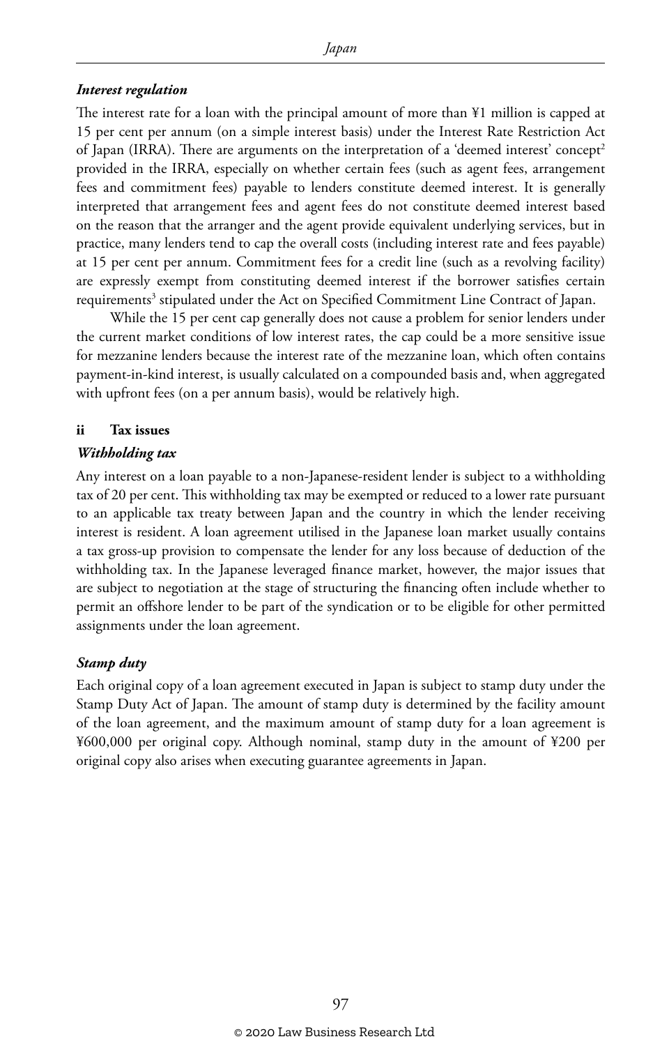### *Interest regulation*

The interest rate for a loan with the principal amount of more than ¥1 million is capped at 15 per cent per annum (on a simple interest basis) under the Interest Rate Restriction Act of Japan (IRRA). There are arguments on the interpretation of a 'deemed interest' concept[2] provided in the IRRA, especially on whether certain fees (such as agent fees, arrangement fees and commitment fees) payable to lenders constitute deemed interest. It is generally interpreted that arrangement fees and agent fees do not constitute deemed interest based on the reason that the arranger and the agent provide equivalent underlying services, but in practice, many lenders tend to cap the overall costs (including interest rate and fees payable) at 15 per cent per annum. Commitment fees for a credit line (such as a revolving facility) are expressly exempt from constituting deemed interest if the borrower satisfies certain requirements[3] stipulated under the Act on Specified Commitment Line Contract of Japan.

While the 15 per cent cap generally does not cause a problem for senior lenders under the current market conditions of low interest rates, the cap could be a more sensitive issue for mezzanine lenders because the interest rate of the mezzanine loan, which often contains payment-in-kind interest, is usually calculated on a compounded basis and, when aggregated with upfront fees (on a per annum basis), would be relatively high.

## ii Tax issues

### *Withholding tax*

Any interest on a loan payable to a non-Japanese-resident lender is subject to a withholding tax of 20 per cent. This withholding tax may be exempted or reduced to a lower rate pursuant to an applicable tax treaty between Japan and the country in which the lender receiving interest is resident. A loan agreement utilised in the Japanese loan market usually contains a tax gross-up provision to compensate the lender for any loss because of deduction of the withholding tax. In the Japanese leveraged finance market, however, the major issues that are subject to negotiation at the stage of structuring the financing often include whether to permit an offshore lender to be part of the syndication or to be eligible for other permitted assignments under the loan agreement.

### *Stamp duty*

Each original copy of a loan agreement executed in Japan is subject to stamp duty under the Stamp Duty Act of Japan. The amount of stamp duty is determined by the facility amount of the loan agreement, and the maximum amount of stamp duty for a loan agreement is ¥600,000 per original copy. Although nominal, stamp duty in the amount of ¥200 per original copy also arises when executing guarantee agreements in Japan.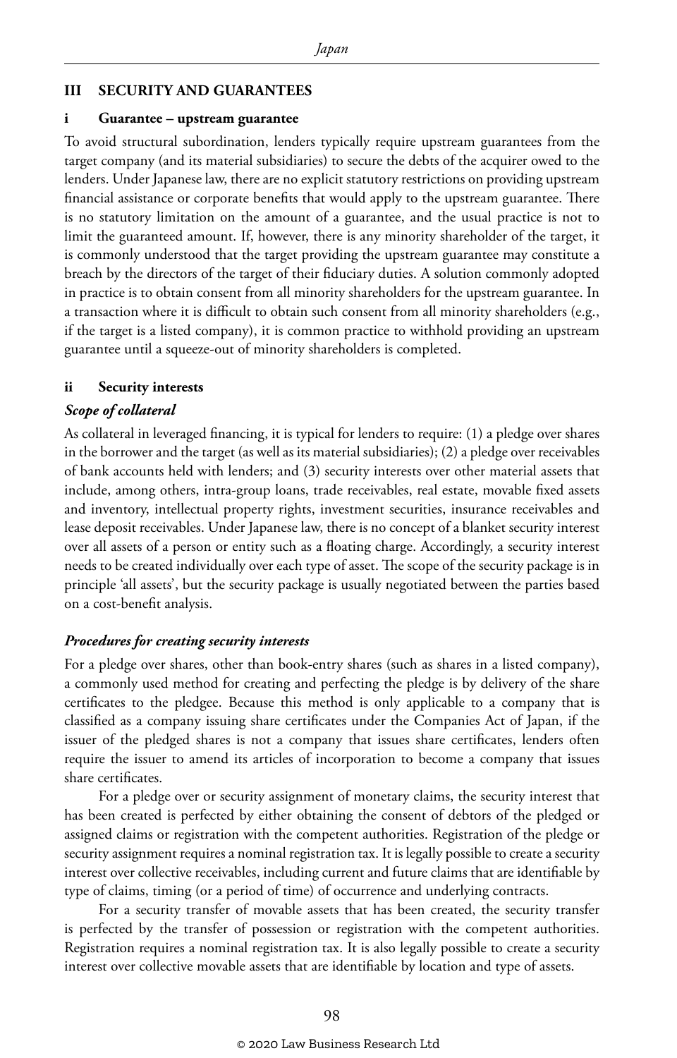## III SECURITY AND GUARANTEES

### i Guarantee – upstream guarantee

To avoid structural subordination, lenders typically require upstream guarantees from the target company (and its material subsidiaries) to secure the debts of the acquirer owed to the lenders. Under Japanese law, there are no explicit statutory restrictions on providing upstream financial assistance or corporate benefits that would apply to the upstream guarantee. There is no statutory limitation on the amount of a guarantee, and the usual practice is not to limit the guaranteed amount. If, however, there is any minority shareholder of the target, it is commonly understood that the target providing the upstream guarantee may constitute a breach by the directors of the target of their fiduciary duties. A solution commonly adopted in practice is to obtain consent from all minority shareholders for the upstream guarantee. In a transaction where it is difficult to obtain such consent from all minority shareholders (e.g., if the target is a listed company), it is common practice to withhold providing an upstream guarantee until a squeeze-out of minority shareholders is completed.

### ii Security interests

#### *Scope of collateral*

As collateral in leveraged financing, it is typical for lenders to require: (1) a pledge over shares in the borrower and the target (as well as its material subsidiaries); (2) a pledge over receivables of bank accounts held with lenders; and (3) security interests over other material assets that include, among others, intra-group loans, trade receivables, real estate, movable fixed assets and inventory, intellectual property rights, investment securities, insurance receivables and lease deposit receivables. Under Japanese law, there is no concept of a blanket security interest over all assets of a person or entity such as a floating charge. Accordingly, a security interest needs to be created individually over each type of asset. The scope of the security package is in principle 'all assets', but the security package is usually negotiated between the parties based on a cost-benefit analysis.

#### *Procedures for creating security interests*

For a pledge over shares, other than book-entry shares (such as shares in a listed company), a commonly used method for creating and perfecting the pledge is by delivery of the share certificates to the pledgee. Because this method is only applicable to a company that is classified as a company issuing share certificates under the Companies Act of Japan, if the issuer of the pledged shares is not a company that issues share certificates, lenders often require the issuer to amend its articles of incorporation to become a company that issues share certificates.

For a pledge over or security assignment of monetary claims, the security interest that has been created is perfected by either obtaining the consent of debtors of the pledged or assigned claims or registration with the competent authorities. Registration of the pledge or security assignment requires a nominal registration tax. It is legally possible to create a security interest over collective receivables, including current and future claims that are identifiable by type of claims, timing (or a period of time) of occurrence and underlying contracts.

For a security transfer of movable assets that has been created, the security transfer is perfected by the transfer of possession or registration with the competent authorities. Registration requires a nominal registration tax. It is also legally possible to create a security interest over collective movable assets that are identifiable by location and type of assets.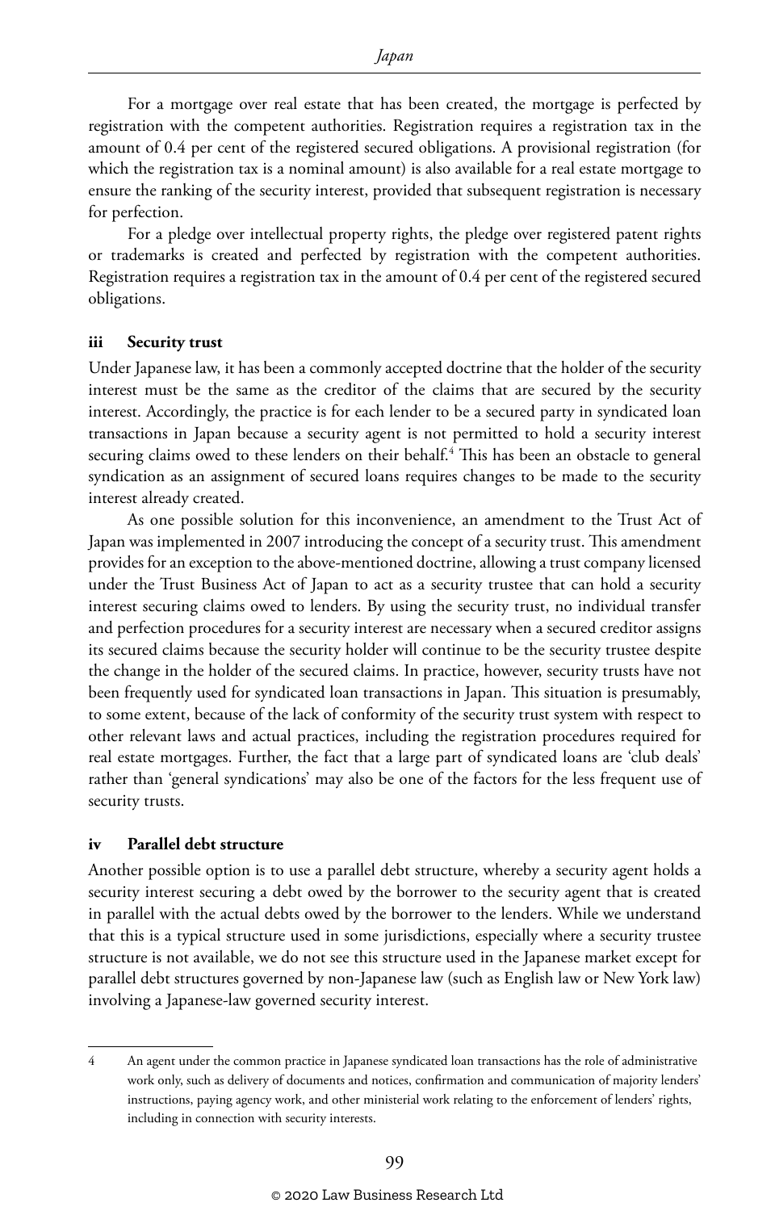For a mortgage over real estate that has been created, the mortgage is perfected by registration with the competent authorities. Registration requires a registration tax in the amount of 0.4 per cent of the registered secured obligations. A provisional registration (for which the registration tax is a nominal amount) is also available for a real estate mortgage to ensure the ranking of the security interest, provided that subsequent registration is necessary for perfection.

For a pledge over intellectual property rights, the pledge over registered patent rights or trademarks is created and perfected by registration with the competent authorities. Registration requires a registration tax in the amount of 0.4 per cent of the registered secured obligations.

### iii Security trust

Under Japanese law, it has been a commonly accepted doctrine that the holder of the security interest must be the same as the creditor of the claims that are secured by the security interest. Accordingly, the practice is for each lender to be a secured party in syndicated loan transactions in Japan because a security agent is not permitted to hold a security interest securing claims owed to these lenders on their behalf.[4] This has been an obstacle to general syndication as an assignment of secured loans requires changes to be made to the security interest already created.

As one possible solution for this inconvenience, an amendment to the Trust Act of Japan was implemented in 2007 introducing the concept of a security trust. This amendment provides for an exception to the above-mentioned doctrine, allowing a trust company licensed under the Trust Business Act of Japan to act as a security trustee that can hold a security interest securing claims owed to lenders. By using the security trust, no individual transfer and perfection procedures for a security interest are necessary when a secured creditor assigns its secured claims because the security holder will continue to be the security trustee despite the change in the holder of the secured claims. In practice, however, security trusts have not been frequently used for syndicated loan transactions in Japan. This situation is presumably, to some extent, because of the lack of conformity of the security trust system with respect to other relevant laws and actual practices, including the registration procedures required for real estate mortgages. Further, the fact that a large part of syndicated loans are 'club deals' rather than 'general syndications' may also be one of the factors for the less frequent use of security trusts.

### iv Parallel debt structure

Another possible option is to use a parallel debt structure, whereby a security agent holds a security interest securing a debt owed by the borrower to the security agent that is created in parallel with the actual debts owed by the borrower to the lenders. While we understand that this is a typical structure used in some jurisdictions, especially where a security trustee structure is not available, we do not see this structure used in the Japanese market except for parallel debt structures governed by non-Japanese law (such as English law or New York law) involving a Japanese-law governed security interest.

---

4 An agent under the common practice in Japanese syndicated loan transactions has the role of administrative work only, such as delivery of documents and notices, confirmation and communication of majority lenders' instructions, paying agency work, and other ministerial work relating to the enforcement of lenders' rights, including in connection with security interests.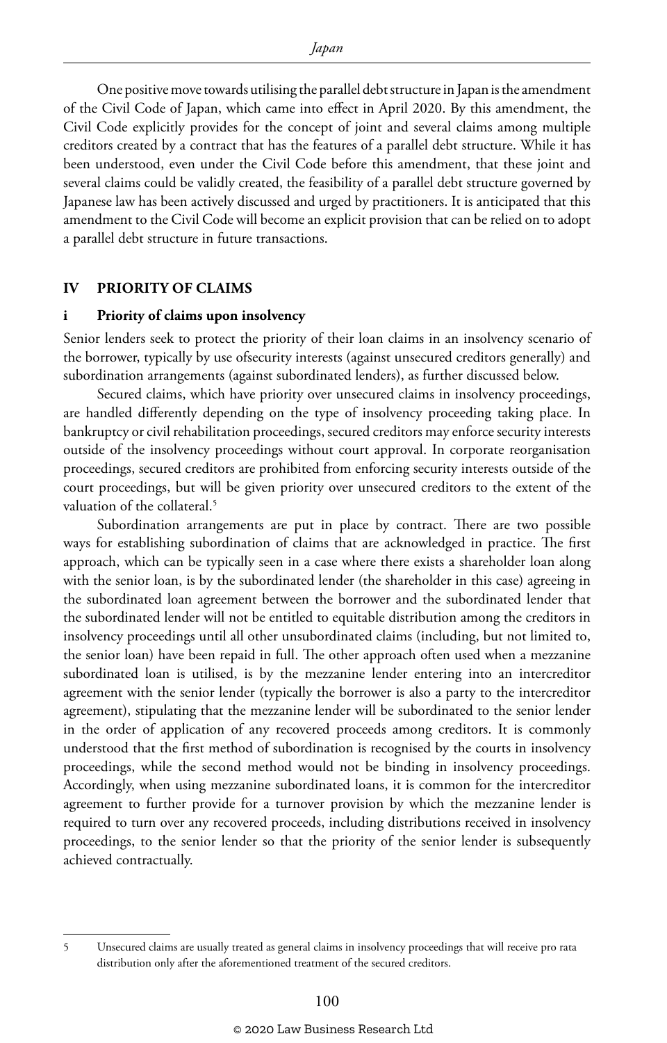One positive move towards utilising the parallel debt structure in Japan is the amendment of the Civil Code of Japan, which came into effect in April 2020. By this amendment, the Civil Code explicitly provides for the concept of joint and several claims among multiple creditors created by a contract that has the features of a parallel debt structure. While it has been understood, even under the Civil Code before this amendment, that these joint and several claims could be validly created, the feasibility of a parallel debt structure governed by Japanese law has been actively discussed and urged by practitioners. It is anticipated that this amendment to the Civil Code will become an explicit provision that can be relied on to adopt a parallel debt structure in future transactions.

## IV PRIORITY OF CLAIMS

### i Priority of claims upon insolvency

Senior lenders seek to protect the priority of their loan claims in an insolvency scenario of the borrower, typically by use ofsecurity interests (against unsecured creditors generally) and subordination arrangements (against subordinated lenders), as further discussed below.

Secured claims, which have priority over unsecured claims in insolvency proceedings, are handled differently depending on the type of insolvency proceeding taking place. In bankruptcy or civil rehabilitation proceedings, secured creditors may enforce security interests outside of the insolvency proceedings without court approval. In corporate reorganisation proceedings, secured creditors are prohibited from enforcing security interests outside of the court proceedings, but will be given priority over unsecured creditors to the extent of the valuation of the collateral.[5]

Subordination arrangements are put in place by contract. There are two possible ways for establishing subordination of claims that are acknowledged in practice. The first approach, which can be typically seen in a case where there exists a shareholder loan along with the senior loan, is by the subordinated lender (the shareholder in this case) agreeing in the subordinated loan agreement between the borrower and the subordinated lender that the subordinated lender will not be entitled to equitable distribution among the creditors in insolvency proceedings until all other unsubordinated claims (including, but not limited to, the senior loan) have been repaid in full. The other approach often used when a mezzanine subordinated loan is utilised, is by the mezzanine lender entering into an intercreditor agreement with the senior lender (typically the borrower is also a party to the intercreditor agreement), stipulating that the mezzanine lender will be subordinated to the senior lender in the order of application of any recovered proceeds among creditors. It is commonly understood that the first method of subordination is recognised by the courts in insolvency proceedings, while the second method would not be binding in insolvency proceedings. Accordingly, when using mezzanine subordinated loans, it is common for the intercreditor agreement to further provide for a turnover provision by which the mezzanine lender is required to turn over any recovered proceeds, including distributions received in insolvency proceedings, to the senior lender so that the priority of the senior lender is subsequently achieved contractually.

---

5 Unsecured claims are usually treated as general claims in insolvency proceedings that will receive pro rata distribution only after the aforementioned treatment of the secured creditors.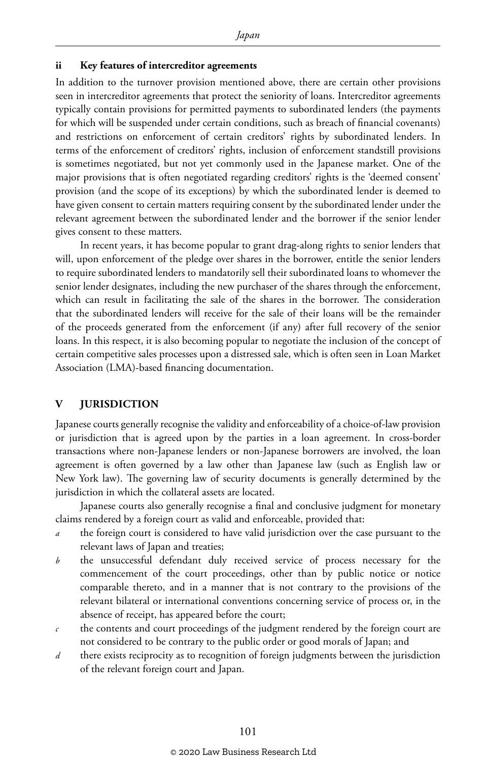### ii Key features of intercreditor agreements

In addition to the turnover provision mentioned above, there are certain other provisions seen in intercreditor agreements that protect the seniority of loans. Intercreditor agreements typically contain provisions for permitted payments to subordinated lenders (the payments for which will be suspended under certain conditions, such as breach of financial covenants) and restrictions on enforcement of certain creditors' rights by subordinated lenders. In terms of the enforcement of creditors' rights, inclusion of enforcement standstill provisions is sometimes negotiated, but not yet commonly used in the Japanese market. One of the major provisions that is often negotiated regarding creditors' rights is the 'deemed consent' provision (and the scope of its exceptions) by which the subordinated lender is deemed to have given consent to certain matters requiring consent by the subordinated lender under the relevant agreement between the subordinated lender and the borrower if the senior lender gives consent to these matters.

In recent years, it has become popular to grant drag-along rights to senior lenders that will, upon enforcement of the pledge over shares in the borrower, entitle the senior lenders to require subordinated lenders to mandatorily sell their subordinated loans to whomever the senior lender designates, including the new purchaser of the shares through the enforcement, which can result in facilitating the sale of the shares in the borrower. The consideration that the subordinated lenders will receive for the sale of their loans will be the remainder of the proceeds generated from the enforcement (if any) after full recovery of the senior loans. In this respect, it is also becoming popular to negotiate the inclusion of the concept of certain competitive sales processes upon a distressed sale, which is often seen in Loan Market Association (LMA)-based financing documentation.

## V JURISDICTION

Japanese courts generally recognise the validity and enforceability of a choice-of-law provision or jurisdiction that is agreed upon by the parties in a loan agreement. In cross-border transactions where non-Japanese lenders or non-Japanese borrowers are involved, the loan agreement is often governed by a law other than Japanese law (such as English law or New York law). The governing law of security documents is generally determined by the jurisdiction in which the collateral assets are located.

Japanese courts also generally recognise a final and conclusive judgment for monetary claims rendered by a foreign court as valid and enforceable, provided that:

*a* the foreign court is considered to have valid jurisdiction over the case pursuant to the relevant laws of Japan and treaties;

*b* the unsuccessful defendant duly received service of process necessary for the commencement of the court proceedings, other than by public notice or notice comparable thereto, and in a manner that is not contrary to the provisions of the relevant bilateral or international conventions concerning service of process or, in the absence of receipt, has appeared before the court;

*c* the contents and court proceedings of the judgment rendered by the foreign court are not considered to be contrary to the public order or good morals of Japan; and

*d* there exists reciprocity as to recognition of foreign judgments between the jurisdiction of the relevant foreign court and Japan.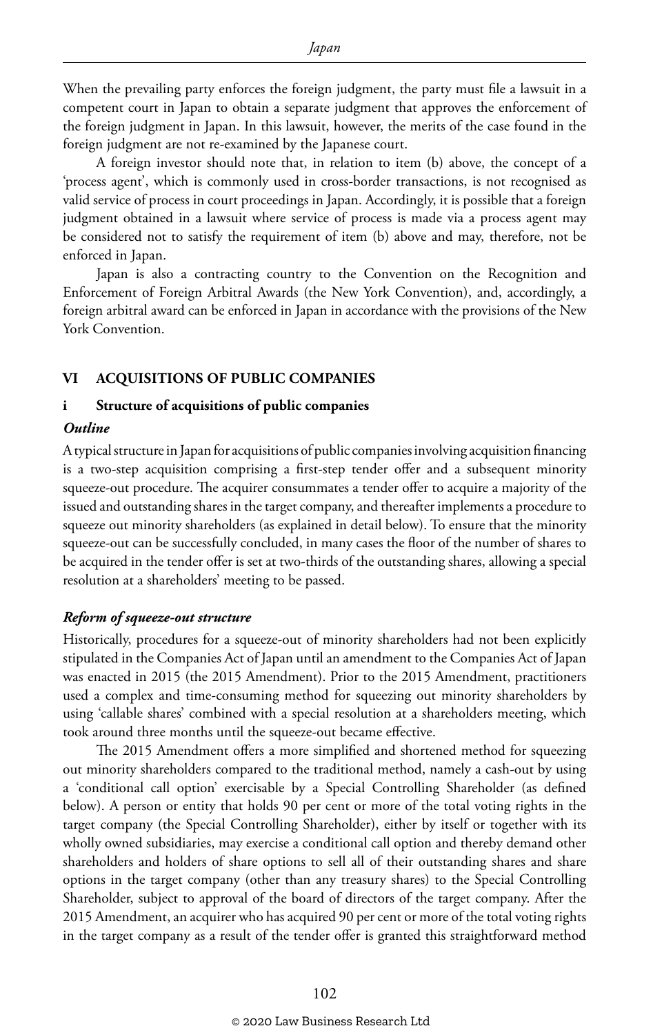When the prevailing party enforces the foreign judgment, the party must file a lawsuit in a competent court in Japan to obtain a separate judgment that approves the enforcement of the foreign judgment in Japan. In this lawsuit, however, the merits of the case found in the foreign judgment are not re-examined by the Japanese court.

A foreign investor should note that, in relation to item (b) above, the concept of a 'process agent', which is commonly used in cross-border transactions, is not recognised as valid service of process in court proceedings in Japan. Accordingly, it is possible that a foreign judgment obtained in a lawsuit where service of process is made via a process agent may be considered not to satisfy the requirement of item (b) above and may, therefore, not be enforced in Japan.

Japan is also a contracting country to the Convention on the Recognition and Enforcement of Foreign Arbitral Awards (the New York Convention), and, accordingly, a foreign arbitral award can be enforced in Japan in accordance with the provisions of the New York Convention.

## VI ACQUISITIONS OF PUBLIC COMPANIES

### i Structure of acquisitions of public companies

#### *Outline*

A typical structure in Japan for acquisitions of public companies involving acquisition financing is a two-step acquisition comprising a first-step tender offer and a subsequent minority squeeze-out procedure. The acquirer consummates a tender offer to acquire a majority of the issued and outstanding shares in the target company, and thereafter implements a procedure to squeeze out minority shareholders (as explained in detail below). To ensure that the minority squeeze-out can be successfully concluded, in many cases the floor of the number of shares to be acquired in the tender offer is set at two-thirds of the outstanding shares, allowing a special resolution at a shareholders' meeting to be passed.

#### *Reform of squeeze-out structure*

Historically, procedures for a squeeze-out of minority shareholders had not been explicitly stipulated in the Companies Act of Japan until an amendment to the Companies Act of Japan was enacted in 2015 (the 2015 Amendment). Prior to the 2015 Amendment, practitioners used a complex and time-consuming method for squeezing out minority shareholders by using 'callable shares' combined with a special resolution at a shareholders meeting, which took around three months until the squeeze-out became effective.

The 2015 Amendment offers a more simplified and shortened method for squeezing out minority shareholders compared to the traditional method, namely a cash-out by using a 'conditional call option' exercisable by a Special Controlling Shareholder (as defined below). A person or entity that holds 90 per cent or more of the total voting rights in the target company (the Special Controlling Shareholder), either by itself or together with its wholly owned subsidiaries, may exercise a conditional call option and thereby demand other shareholders and holders of share options to sell all of their outstanding shares and share options in the target company (other than any treasury shares) to the Special Controlling Shareholder, subject to approval of the board of directors of the target company. After the 2015 Amendment, an acquirer who has acquired 90 per cent or more of the total voting rights in the target company as a result of the tender offer is granted this straightforward method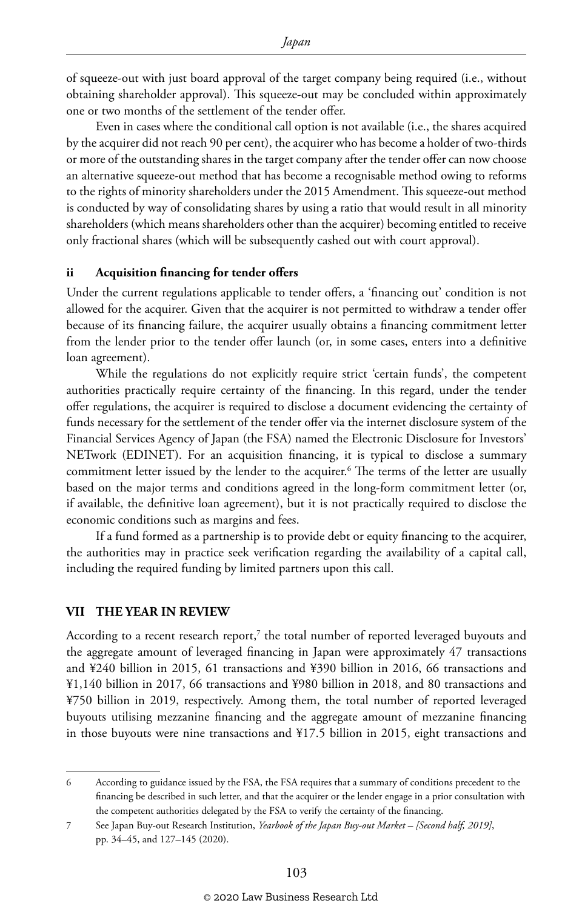of squeeze-out with just board approval of the target company being required (i.e., without obtaining shareholder approval). This squeeze-out may be concluded within approximately one or two months of the settlement of the tender offer.

Even in cases where the conditional call option is not available (i.e., the shares acquired by the acquirer did not reach 90 per cent), the acquirer who has become a holder of two-thirds or more of the outstanding shares in the target company after the tender offer can now choose an alternative squeeze-out method that has become a recognisable method owing to reforms to the rights of minority shareholders under the 2015 Amendment. This squeeze-out method is conducted by way of consolidating shares by using a ratio that would result in all minority shareholders (which means shareholders other than the acquirer) becoming entitled to receive only fractional shares (which will be subsequently cashed out with court approval).

### ii Acquisition financing for tender offers

Under the current regulations applicable to tender offers, a 'financing out' condition is not allowed for the acquirer. Given that the acquirer is not permitted to withdraw a tender offer because of its financing failure, the acquirer usually obtains a financing commitment letter from the lender prior to the tender offer launch (or, in some cases, enters into a definitive loan agreement).

While the regulations do not explicitly require strict 'certain funds', the competent authorities practically require certainty of the financing. In this regard, under the tender offer regulations, the acquirer is required to disclose a document evidencing the certainty of funds necessary for the settlement of the tender offer via the internet disclosure system of the Financial Services Agency of Japan (the FSA) named the Electronic Disclosure for Investors' NETwork (EDINET). For an acquisition financing, it is typical to disclose a summary commitment letter issued by the lender to the acquirer.[6] The terms of the letter are usually based on the major terms and conditions agreed in the long-form commitment letter (or, if available, the definitive loan agreement), but it is not practically required to disclose the economic conditions such as margins and fees.

If a fund formed as a partnership is to provide debt or equity financing to the acquirer, the authorities may in practice seek verification regarding the availability of a capital call, including the required funding by limited partners upon this call.

## VII THE YEAR IN REVIEW

According to a recent research report,[7] the total number of reported leveraged buyouts and the aggregate amount of leveraged financing in Japan were approximately 47 transactions and ¥240 billion in 2015, 61 transactions and ¥390 billion in 2016, 66 transactions and ¥1,140 billion in 2017, 66 transactions and ¥980 billion in 2018, and 80 transactions and ¥750 billion in 2019, respectively. Among them, the total number of reported leveraged buyouts utilising mezzanine financing and the aggregate amount of mezzanine financing in those buyouts were nine transactions and ¥17.5 billion in 2015, eight transactions and

---

6 According to guidance issued by the FSA, the FSA requires that a summary of conditions precedent to the financing be described in such letter, and that the acquirer or the lender engage in a prior consultation with the competent authorities delegated by the FSA to verify the certainty of the financing.

7 See Japan Buy-out Research Institution, *Yearbook of the Japan Buy-out Market – [Second half, 2019]*, pp. 34–45, and 127–145 (2020).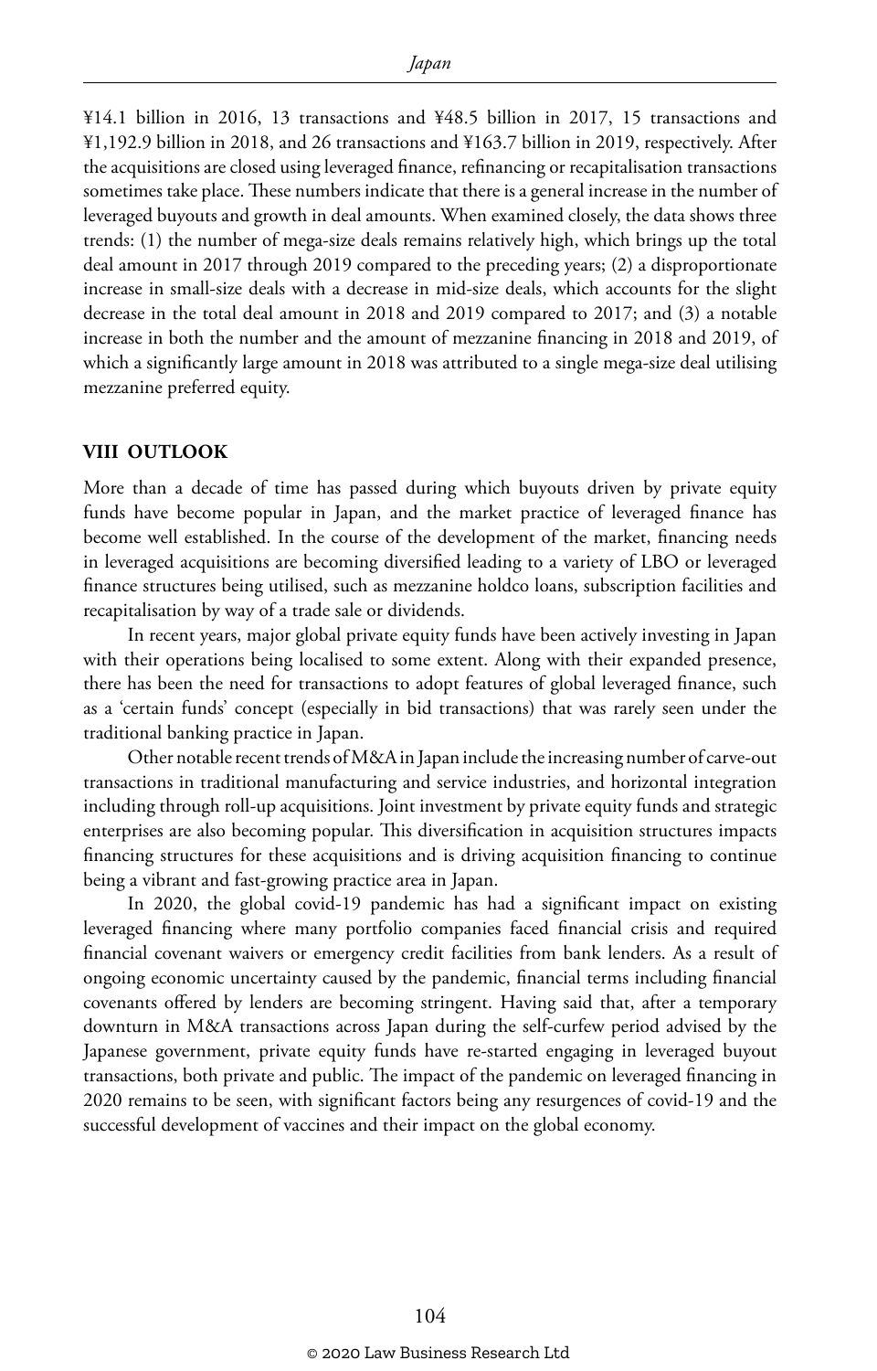¥14.1 billion in 2016, 13 transactions and ¥48.5 billion in 2017, 15 transactions and ¥1,192.9 billion in 2018, and 26 transactions and ¥163.7 billion in 2019, respectively. After the acquisitions are closed using leveraged finance, refinancing or recapitalisation transactions sometimes take place. These numbers indicate that there is a general increase in the number of leveraged buyouts and growth in deal amounts. When examined closely, the data shows three trends: (1) the number of mega-size deals remains relatively high, which brings up the total deal amount in 2017 through 2019 compared to the preceding years; (2) a disproportionate increase in small-size deals with a decrease in mid-size deals, which accounts for the slight decrease in the total deal amount in 2018 and 2019 compared to 2017; and (3) a notable increase in both the number and the amount of mezzanine financing in 2018 and 2019, of which a significantly large amount in 2018 was attributed to a single mega-size deal utilising mezzanine preferred equity.

## VIII OUTLOOK

More than a decade of time has passed during which buyouts driven by private equity funds have become popular in Japan, and the market practice of leveraged finance has become well established. In the course of the development of the market, financing needs in leveraged acquisitions are becoming diversified leading to a variety of LBO or leveraged finance structures being utilised, such as mezzanine holdco loans, subscription facilities and recapitalisation by way of a trade sale or dividends.

In recent years, major global private equity funds have been actively investing in Japan with their operations being localised to some extent. Along with their expanded presence, there has been the need for transactions to adopt features of global leveraged finance, such as a 'certain funds' concept (especially in bid transactions) that was rarely seen under the traditional banking practice in Japan.

Other notable recent trends of M&A in Japan include the increasing number of carve-out transactions in traditional manufacturing and service industries, and horizontal integration including through roll-up acquisitions. Joint investment by private equity funds and strategic enterprises are also becoming popular. This diversification in acquisition structures impacts financing structures for these acquisitions and is driving acquisition financing to continue being a vibrant and fast-growing practice area in Japan.

In 2020, the global covid-19 pandemic has had a significant impact on existing leveraged financing where many portfolio companies faced financial crisis and required financial covenant waivers or emergency credit facilities from bank lenders. As a result of ongoing economic uncertainty caused by the pandemic, financial terms including financial covenants offered by lenders are becoming stringent. Having said that, after a temporary downturn in M&A transactions across Japan during the self-curfew period advised by the Japanese government, private equity funds have re-started engaging in leveraged buyout transactions, both private and public. The impact of the pandemic on leveraged financing in 2020 remains to be seen, with significant factors being any resurgences of covid-19 and the successful development of vaccines and their impact on the global economy.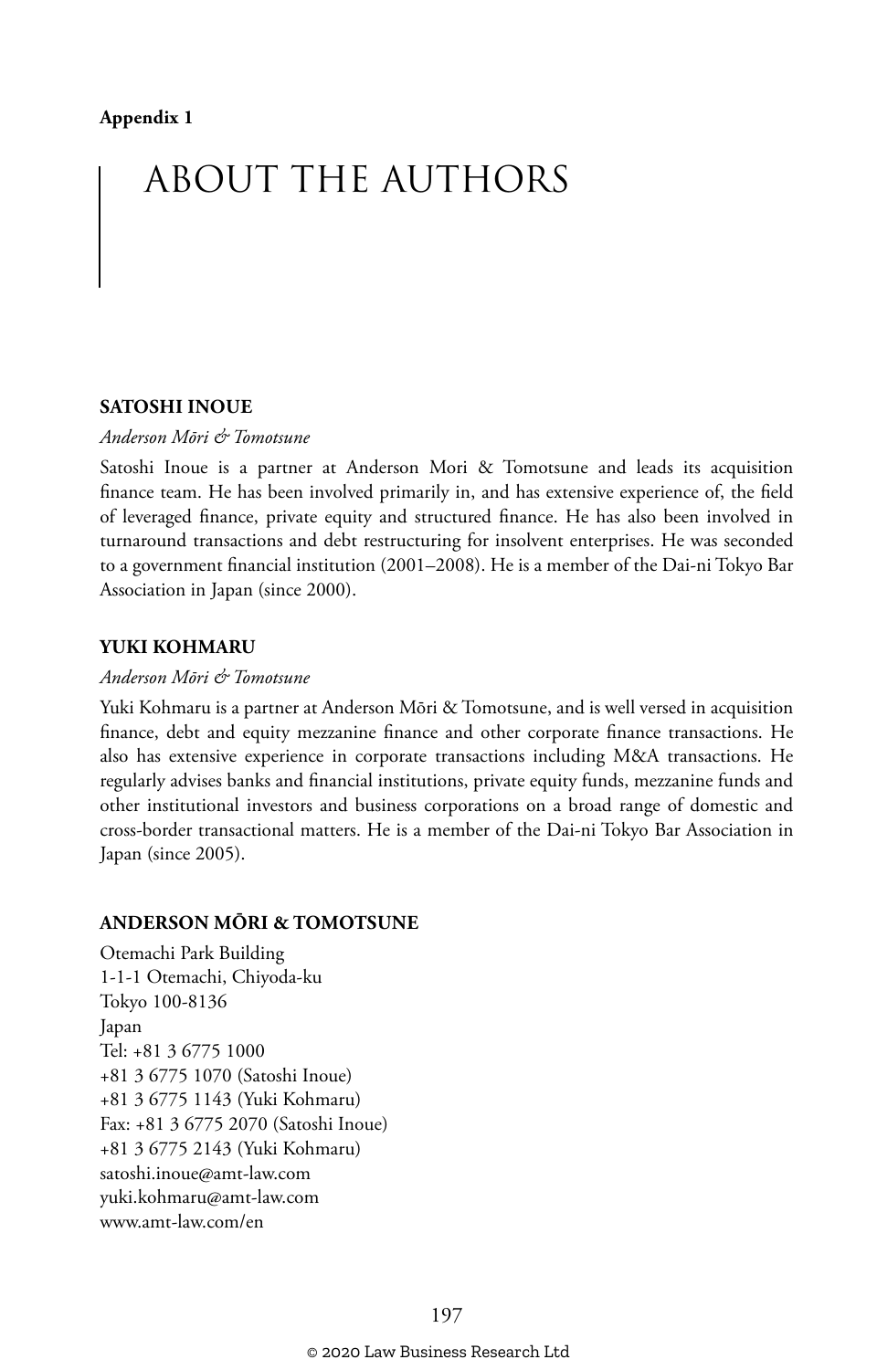**Appendix 1**

# ABOUT THE AUTHORS

## SATOSHI INOUE

*Anderson Mōri & Tomotsune*

Satoshi Inoue is a partner at Anderson Mori & Tomotsune and leads its acquisition finance team. He has been involved primarily in, and has extensive experience of, the field of leveraged finance, private equity and structured finance. He has also been involved in turnaround transactions and debt restructuring for insolvent enterprises. He was seconded to a government financial institution (2001–2008). He is a member of the Dai-ni Tokyo Bar Association in Japan (since 2000).

## YUKI KOHMARU

*Anderson Mōri & Tomotsune*

Yuki Kohmaru is a partner at Anderson Mōri & Tomotsune, and is well versed in acquisition finance, debt and equity mezzanine finance and other corporate finance transactions. He also has extensive experience in corporate transactions including M&A transactions. He regularly advises banks and financial institutions, private equity funds, mezzanine funds and other institutional investors and business corporations on a broad range of domestic and cross-border transactional matters. He is a member of the Dai-ni Tokyo Bar Association in Japan (since 2005).

## ANDERSON MŌRI & TOMOTSUNE

Otemachi Park Building
1-1-1 Otemachi, Chiyoda-ku
Tokyo 100-8136
Japan
Tel: +81 3 6775 1000
+81 3 6775 1070 (Satoshi Inoue)
+81 3 6775 1143 (Yuki Kohmaru)
Fax: +81 3 6775 2070 (Satoshi Inoue)
+81 3 6775 2143 (Yuki Kohmaru)
satoshi.inoue@amt-law.com
yuki.kohmaru@amt-law.com
www.amt-law.com/en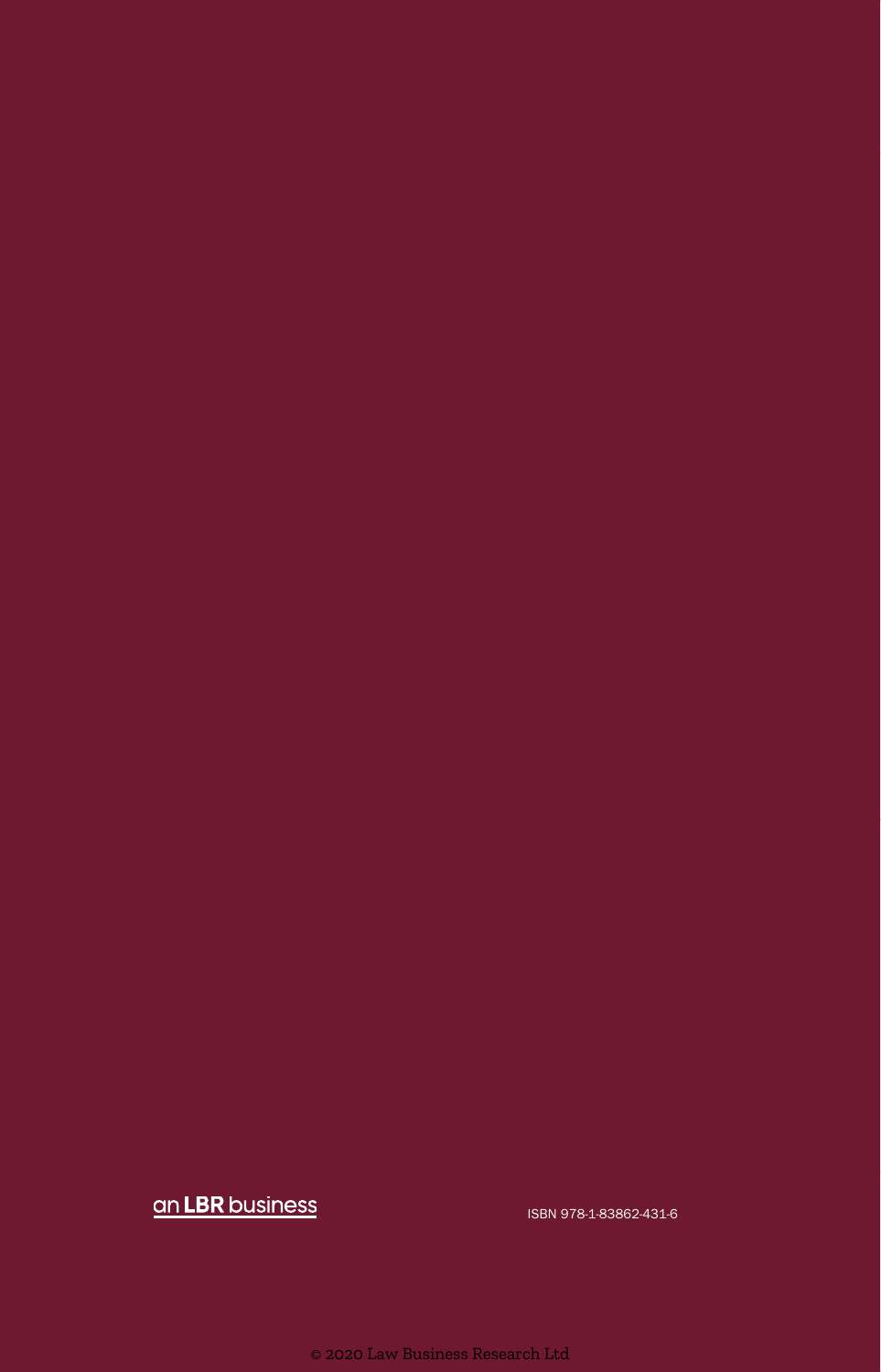an **LBR** business

ISBN 978-1-83862-431-6

© 2020 Law Business Research Ltd